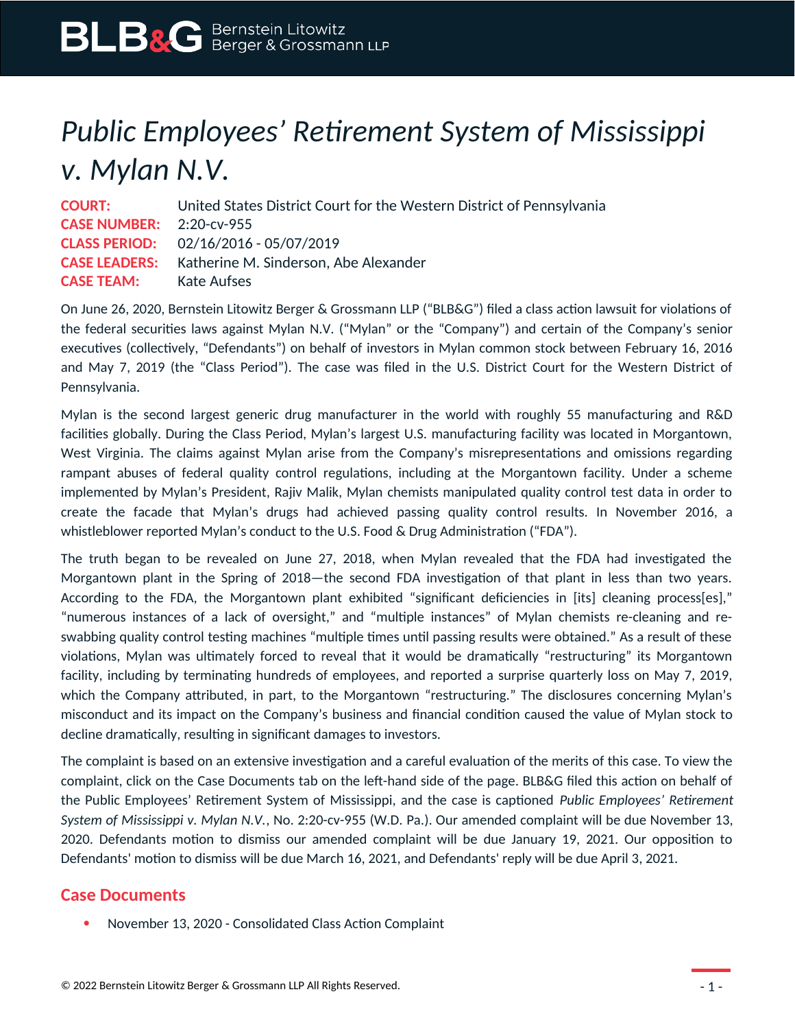# *Public Employees' Retirement System of Mississippi v. Mylan N.V.*

**COURT:** United States District Court for the Western District of Pennsylvania
**CASE NUMBER:** 2:20-cv-955
**CLASS PERIOD:** 02/16/2016 - 05/07/2019
**CASE LEADERS:** Katherine M. Sinderson, Abe Alexander
**CASE TEAM:** Kate Aufses

On June 26, 2020, Bernstein Litowitz Berger & Grossmann LLP ("BLB&G") filed a class action lawsuit for violations of the federal securities laws against Mylan N.V. ("Mylan" or the "Company") and certain of the Company's senior executives (collectively, "Defendants") on behalf of investors in Mylan common stock between February 16, 2016 and May 7, 2019 (the "Class Period"). The case was filed in the U.S. District Court for the Western District of Pennsylvania.

Mylan is the second largest generic drug manufacturer in the world with roughly 55 manufacturing and R&D facilities globally. During the Class Period, Mylan's largest U.S. manufacturing facility was located in Morgantown, West Virginia. The claims against Mylan arise from the Company's misrepresentations and omissions regarding rampant abuses of federal quality control regulations, including at the Morgantown facility. Under a scheme implemented by Mylan's President, Rajiv Malik, Mylan chemists manipulated quality control test data in order to create the facade that Mylan's drugs had achieved passing quality control results. In November 2016, a whistleblower reported Mylan's conduct to the U.S. Food & Drug Administration ("FDA").

The truth began to be revealed on June 27, 2018, when Mylan revealed that the FDA had investigated the Morgantown plant in the Spring of 2018—the second FDA investigation of that plant in less than two years. According to the FDA, the Morgantown plant exhibited "significant deficiencies in [its] cleaning process[es]," "numerous instances of a lack of oversight," and "multiple instances" of Mylan chemists re-cleaning and re-swabbing quality control testing machines "multiple times until passing results were obtained." As a result of these violations, Mylan was ultimately forced to reveal that it would be dramatically "restructuring" its Morgantown facility, including by terminating hundreds of employees, and reported a surprise quarterly loss on May 7, 2019, which the Company attributed, in part, to the Morgantown "restructuring." The disclosures concerning Mylan's misconduct and its impact on the Company's business and financial condition caused the value of Mylan stock to decline dramatically, resulting in significant damages to investors.

The complaint is based on an extensive investigation and a careful evaluation of the merits of this case. To view the complaint, click on the Case Documents tab on the left-hand side of the page. BLB&G filed this action on behalf of the Public Employees' Retirement System of Mississippi, and the case is captioned *Public Employees' Retirement System of Mississippi v. Mylan N.V.*, No. 2:20-cv-955 (W.D. Pa.). Our amended complaint will be due November 13, 2020. Defendants motion to dismiss our amended complaint will be due January 19, 2021. Our opposition to Defendants' motion to dismiss will be due March 16, 2021, and Defendants' reply will be due April 3, 2021.

## Case Documents

- November 13, 2020 - Consolidated Class Action Complaint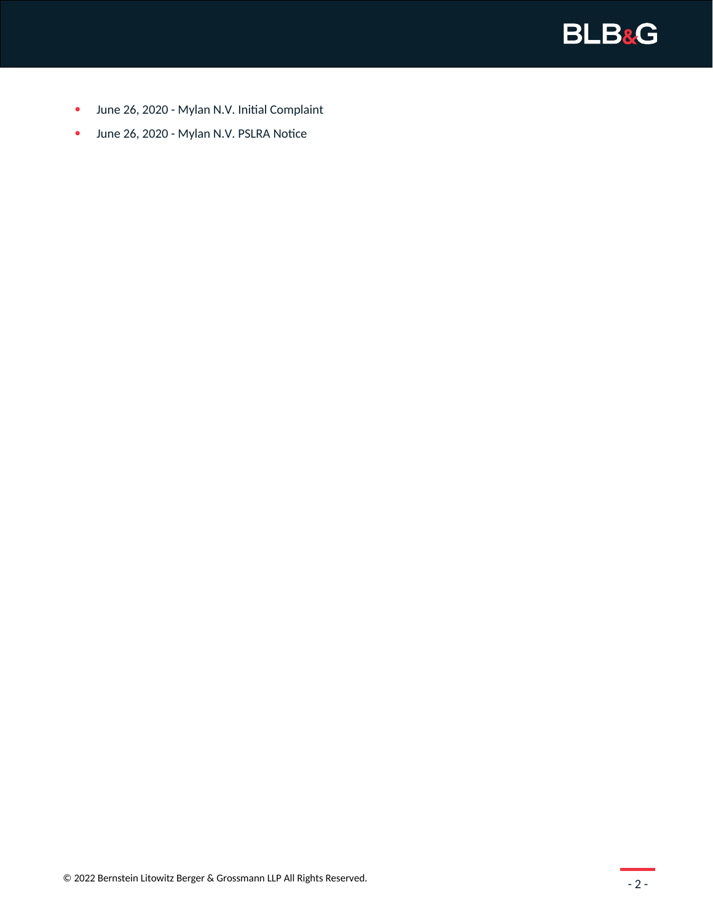- June 26, 2020 - Mylan N.V. Initial Complaint
- June 26, 2020 - Mylan N.V. PSLRA Notice